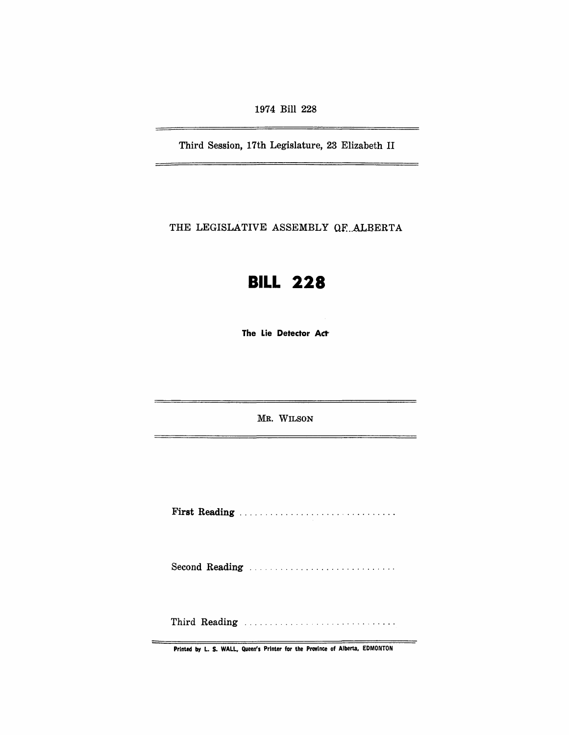1974 Bill 228

Third Session, 17th Legislature, 23 Elizabeth II

THE LEGISLATIVE ASSEMBLY OF ALBERTA

# BILL 228

**The Lie Detector Act**

MR. WILSON

**First Reading** . . . . . . . . . . . . . . . . . . . . . . . . . . . . . . .

**Second Reading** . . . . . . . . . . . . . . . . . . . . . . . . . . . . .

**Third Reading** . . . . . . . . . . . . . . . . . . . . . . . . . . . . . .

Printed by L. S. WALL, Queen's Printer for the Province of Alberta, EDMONTON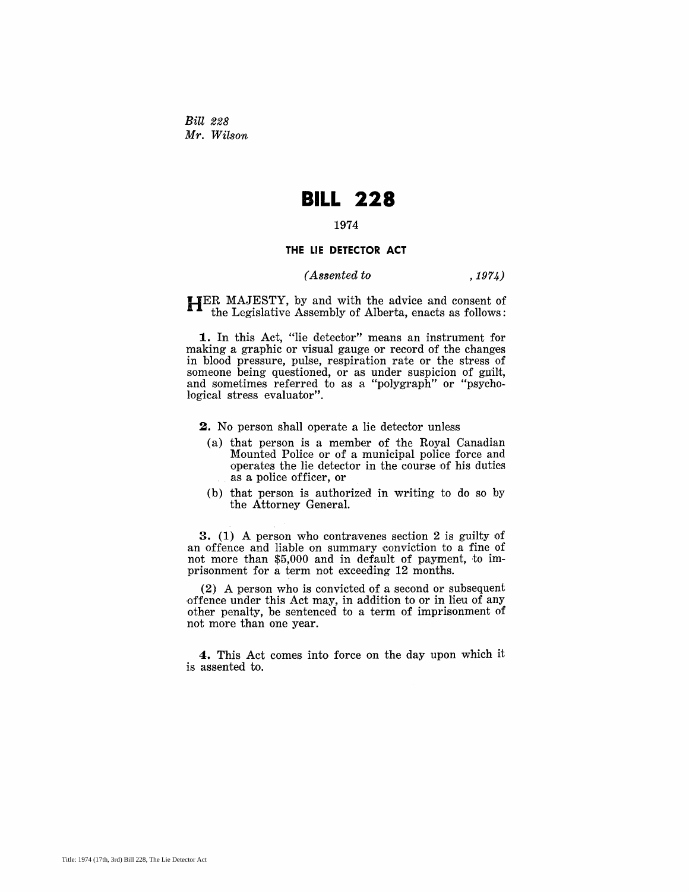*Bill 228*
*Mr. Wilson*

# BILL 228

1974

## THE LIE DETECTOR ACT

*(Assented to , 1974)*

HER MAJESTY, by and with the advice and consent of the Legislative Assembly of Alberta, enacts as follows:

**1.** In this Act, "lie detector" means an instrument for making a graphic or visual gauge or record of the changes in blood pressure, pulse, respiration rate or the stress of someone being questioned, or as under suspicion of guilt, and sometimes referred to as a "polygraph" or "psychological stress evaluator".

**2.** No person shall operate a lie detector unless

(a) that person is a member of the Royal Canadian Mounted Police or of a municipal police force and operates the lie detector in the course of his duties as a police officer, or

(b) that person is authorized in writing to do so by the Attorney General.

**3.** (1) A person who contravenes section 2 is guilty of an offence and liable on summary conviction to a fine of not more than $5,000 and in default of payment, to imprisonment for a term not exceeding 12 months.

(2) A person who is convicted of a second or subsequent offence under this Act may, in addition to or in lieu of any other penalty, be sentenced to a term of imprisonment of not more than one year.

**4.** This Act comes into force on the day upon which it is assented to.

Title: 1974 (17th, 3rd) Bill 228, The Lie Detector Act